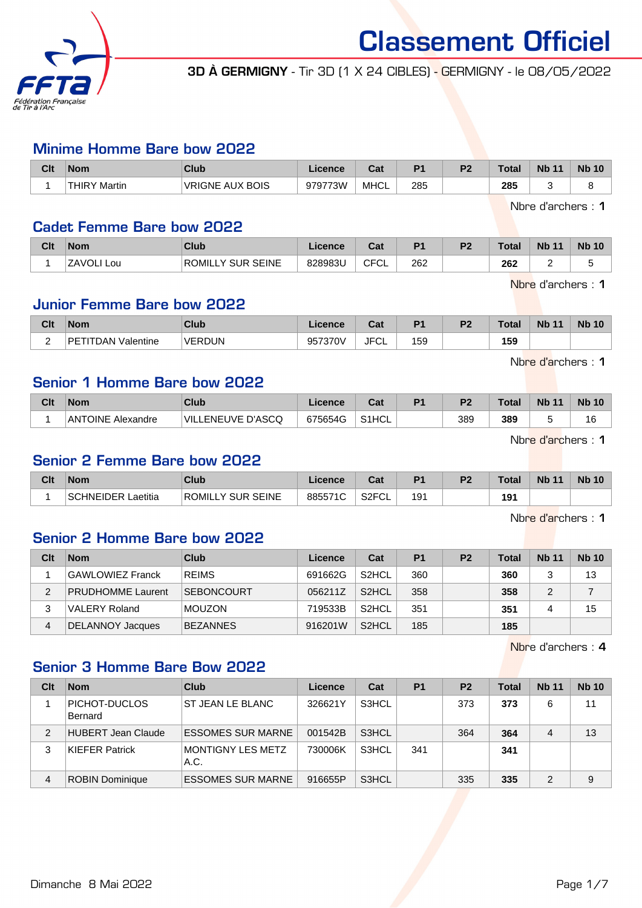# Classement Officiel

**3D À GERMIGNY** - Tir 3D (1 X 24 CIBLES) - GERMIGNY - le 08/05/2022

## Minime Homme Bare bow 2022

| Clt | Nom | Club | Licence | Cat | P1 | P2 | Total | Nb 11 | Nb 10 |
|---|---|---|---|---|---|---|---|---|---|
| 1 | THIRY Martin | VRIGNE AUX BOIS | 979773W | MHCL | 285 | | **285** | 3 | 8 |

Nbre d'archers : **1**

## Cadet Femme Bare bow 2022

| Clt | Nom | Club | Licence | Cat | P1 | P2 | Total | Nb 11 | Nb 10 |
|---|---|---|---|---|---|---|---|---|---|
| 1 | ZAVOLI Lou | ROMILLY SUR SEINE | 828983U | CFCL | 262 | | **262** | 2 | 5 |

Nbre d'archers : **1**

## Junior Femme Bare bow 2022

| Clt | Nom | Club | Licence | Cat | P1 | P2 | Total | Nb 11 | Nb 10 |
|---|---|---|---|---|---|---|---|---|---|
| 2 | PETITDAN Valentine | VERDUN | 957370V | JFCL | 159 | | **159** | | |

Nbre d'archers : **1**

## Senior 1 Homme Bare bow 2022

| Clt | Nom | Club | Licence | Cat | P1 | P2 | Total | Nb 11 | Nb 10 |
|---|---|---|---|---|---|---|---|---|---|
| 1 | ANTOINE Alexandre | VILLENEUVE D'ASCQ | 675654G | S1HCL | | 389 | **389** | 5 | 16 |

Nbre d'archers : **1**

## Senior 2 Femme Bare bow 2022

| Clt | Nom | Club | Licence | Cat | P1 | P2 | Total | Nb 11 | Nb 10 |
|---|---|---|---|---|---|---|---|---|---|
| 1 | SCHNEIDER Laetitia | ROMILLY SUR SEINE | 885571C | S2FCL | 191 | | **191** | | |

Nbre d'archers : **1**

## Senior 2 Homme Bare bow 2022

| Clt | Nom | Club | Licence | Cat | P1 | P2 | Total | Nb 11 | Nb 10 |
|---|---|---|---|---|---|---|---|---|---|
| 1 | GAWLOWIEZ Franck | REIMS | 691662G | S2HCL | 360 | | **360** | 3 | 13 |
| 2 | PRUDHOMME Laurent | SEBONCOURT | 056211Z | S2HCL | 358 | | **358** | 2 | 7 |
| 3 | VALERY Roland | MOUZON | 719533B | S2HCL | 351 | | **351** | 4 | 15 |
| 4 | DELANNOY Jacques | BEZANNES | 916201W | S2HCL | 185 | | **185** | | |

Nbre d'archers : **4**

## Senior 3 Homme Bare Bow 2022

| Clt | Nom | Club | Licence | Cat | P1 | P2 | Total | Nb 11 | Nb 10 |
|---|---|---|---|---|---|---|---|---|---|
| 1 | PICHOT-DUCLOS Bernard | ST JEAN LE BLANC | 326621Y | S3HCL | | 373 | **373** | 6 | 11 |
| 2 | HUBERT Jean Claude | ESSOMES SUR MARNE | 001542B | S3HCL | | 364 | **364** | 4 | 13 |
| 3 | KIEFER Patrick | MONTIGNY LES METZ A.C. | 730006K | S3HCL | 341 | | **341** | | |
| 4 | ROBIN Dominique | ESSOMES SUR MARNE | 916655P | S3HCL | | 335 | **335** | 2 | 9 |

Dimanche 8 Mai 2022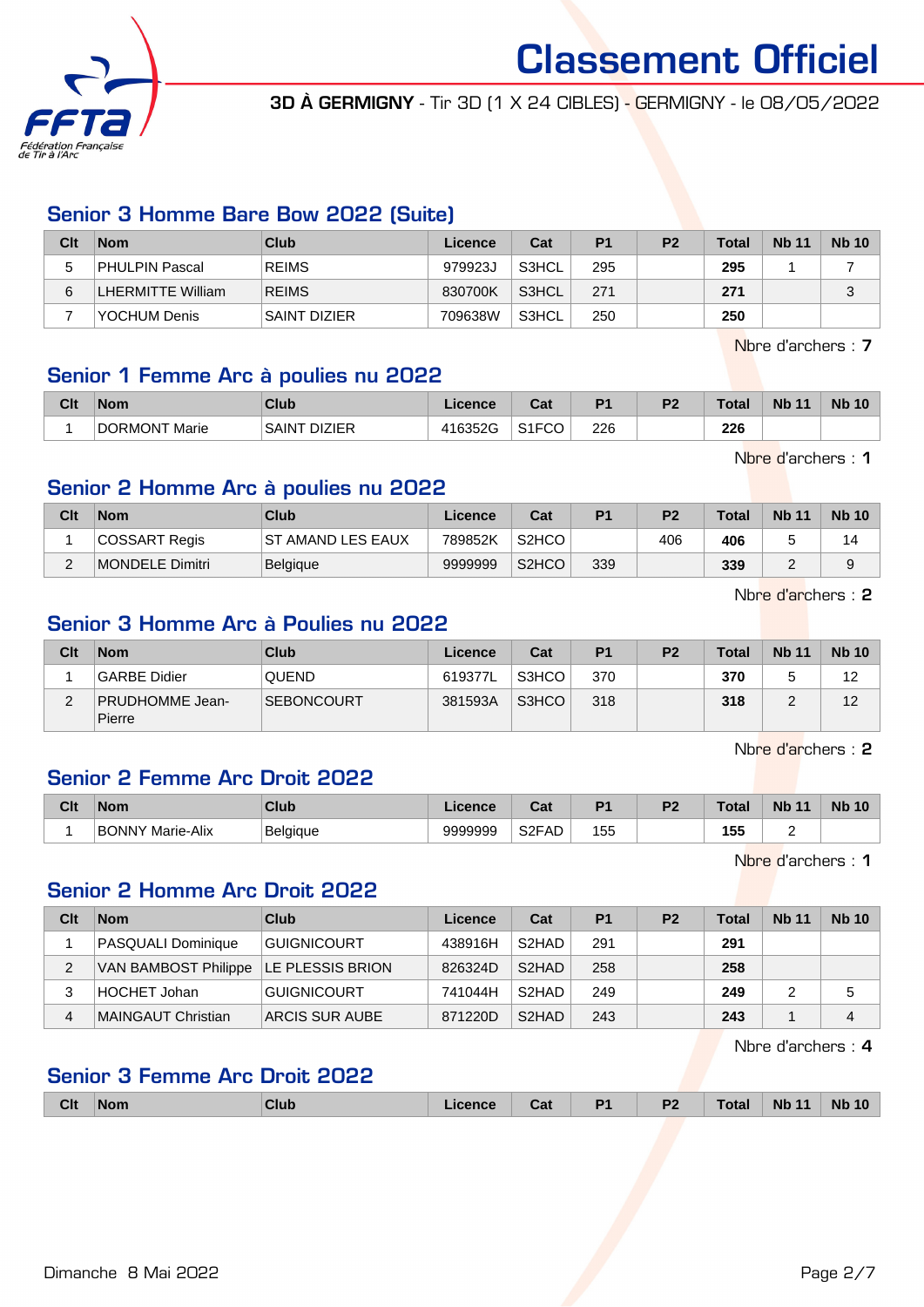# Classement Officiel

**3D À GERMIGNY** - Tir 3D (1 X 24 CIBLES) - GERMIGNY - le 08/05/2022

## Senior 3 Homme Bare Bow 2022 (Suite)

| Clt | Nom | Club | Licence | Cat | P1 | P2 | Total | Nb 11 | Nb 10 |
|---|---|---|---|---|---|---|---|---|---|
| 5 | PHULPIN Pascal | REIMS | 979923J | S3HCL | 295 | | **295** | 1 | 7 |
| 6 | LHERMITTE William | REIMS | 830700K | S3HCL | 271 | | **271** | | 3 |
| 7 | YOCHUM Denis | SAINT DIZIER | 709638W | S3HCL | 250 | | **250** | | |

Nbre d'archers : **7**

## Senior 1 Femme Arc à poulies nu 2022

| Clt | Nom | Club | Licence | Cat | P1 | P2 | Total | Nb 11 | Nb 10 |
|---|---|---|---|---|---|---|---|---|---|
| 1 | DORMONT Marie | SAINT DIZIER | 416352G | S1FCO | 226 | | **226** | | |

Nbre d'archers : **1**

## Senior 2 Homme Arc à poulies nu 2022

| Clt | Nom | Club | Licence | Cat | P1 | P2 | Total | Nb 11 | Nb 10 |
|---|---|---|---|---|---|---|---|---|---|
| 1 | COSSART Regis | ST AMAND LES EAUX | 789852K | S2HCO | | 406 | **406** | 5 | 14 |
| 2 | MONDELE Dimitri | Belgique | 9999999 | S2HCO | 339 | | **339** | 2 | 9 |

Nbre d'archers : **2**

## Senior 3 Homme Arc à Poulies nu 2022

| Clt | Nom | Club | Licence | Cat | P1 | P2 | Total | Nb 11 | Nb 10 |
|---|---|---|---|---|---|---|---|---|---|
| 1 | GARBE Didier | QUEND | 619377L | S3HCO | 370 | | **370** | 5 | 12 |
| 2 | PRUDHOMME Jean-Pierre | SEBONCOURT | 381593A | S3HCO | 318 | | **318** | 2 | 12 |

Nbre d'archers : **2**

## Senior 2 Femme Arc Droit 2022

| Clt | Nom | Club | Licence | Cat | P1 | P2 | Total | Nb 11 | Nb 10 |
|---|---|---|---|---|---|---|---|---|---|
| 1 | BONNY Marie-Alix | Belgique | 9999999 | S2FAD | 155 | | **155** | 2 | |

Nbre d'archers : **1**

## Senior 2 Homme Arc Droit 2022

| Clt | Nom | Club | Licence | Cat | P1 | P2 | Total | Nb 11 | Nb 10 |
|---|---|---|---|---|---|---|---|---|---|
| 1 | PASQUALI Dominique | GUIGNICOURT | 438916H | S2HAD | 291 | | **291** | | |
| 2 | VAN BAMBOST Philippe | LE PLESSIS BRION | 826324D | S2HAD | 258 | | **258** | | |
| 3 | HOCHET Johan | GUIGNICOURT | 741044H | S2HAD | 249 | | **249** | 2 | 5 |
| 4 | MAINGAUT Christian | ARCIS SUR AUBE | 871220D | S2HAD | 243 | | **243** | 1 | 4 |

Nbre d'archers : **4**

## Senior 3 Femme Arc Droit 2022

| Clt | Nom | Club | Licence | Cat | P1 | P2 | Total | Nb 11 | Nb 10 |
|---|---|---|---|---|---|---|---|---|---|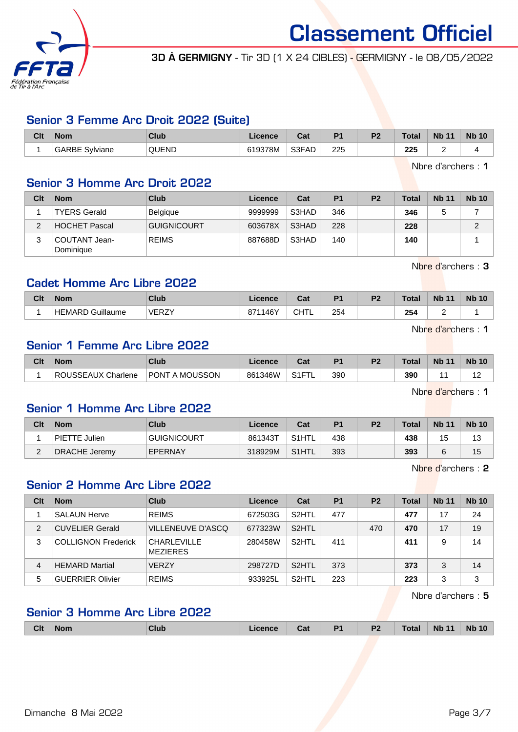# Classement Officiel

**3D À GERMIGNY** - Tir 3D (1 X 24 CIBLES) - GERMIGNY - le 08/05/2022

## Senior 3 Femme Arc Droit 2022 (Suite)

| Clt | Nom | Club | Licence | Cat | P1 | P2 | Total | Nb 11 | Nb 10 |
|---|---|---|---|---|---|---|---|---|---|
| 1 | GARBE Sylviane | QUEND | 619378M | S3FAD | 225 | | **225** | 2 | 4 |

Nbre d'archers : **1**

## Senior 3 Homme Arc Droit 2022

| Clt | Nom | Club | Licence | Cat | P1 | P2 | Total | Nb 11 | Nb 10 |
|---|---|---|---|---|---|---|---|---|---|
| 1 | TYERS Gerald | Belgique | 9999999 | S3HAD | 346 | | **346** | 5 | 7 |
| 2 | HOCHET Pascal | GUIGNICOURT | 603678X | S3HAD | 228 | | **228** | | 2 |
| 3 | COUTANT Jean-Dominique | REIMS | 887688D | S3HAD | 140 | | **140** | | 1 |

Nbre d'archers : **3**

## Cadet Homme Arc Libre 2022

| Clt | Nom | Club | Licence | Cat | P1 | P2 | Total | Nb 11 | Nb 10 |
|---|---|---|---|---|---|---|---|---|---|
| 1 | HEMARD Guillaume | VERZY | 871146Y | CHTL | 254 | | **254** | 2 | 1 |

Nbre d'archers : **1**

## Senior 1 Femme Arc Libre 2022

| Clt | Nom | Club | Licence | Cat | P1 | P2 | Total | Nb 11 | Nb 10 |
|---|---|---|---|---|---|---|---|---|---|
| 1 | ROUSSEAUX Charlene | PONT A MOUSSON | 861346W | S1FTL | 390 | | **390** | 11 | 12 |

Nbre d'archers : **1**

## Senior 1 Homme Arc Libre 2022

| Clt | Nom | Club | Licence | Cat | P1 | P2 | Total | Nb 11 | Nb 10 |
|---|---|---|---|---|---|---|---|---|---|
| 1 | PIETTE Julien | GUIGNICOURT | 861343T | S1HTL | 438 | | **438** | 15 | 13 |
| 2 | DRACHE Jeremy | EPERNAY | 318929M | S1HTL | 393 | | **393** | 6 | 15 |

Nbre d'archers : **2**

## Senior 2 Homme Arc Libre 2022

| Clt | Nom | Club | Licence | Cat | P1 | P2 | Total | Nb 11 | Nb 10 |
|---|---|---|---|---|---|---|---|---|---|
| 1 | SALAUN Herve | REIMS | 672503G | S2HTL | 477 | | **477** | 17 | 24 |
| 2 | CUVELIER Gerald | VILLENEUVE D'ASCQ | 677323W | S2HTL | | 470 | **470** | 17 | 19 |
| 3 | COLLIGNON Frederick | CHARLEVILLE MEZIERES | 280458W | S2HTL | 411 | | **411** | 9 | 14 |
| 4 | HEMARD Martial | VERZY | 298727D | S2HTL | 373 | | **373** | 3 | 14 |
| 5 | GUERRIER Olivier | REIMS | 933925L | S2HTL | 223 | | **223** | 3 | 3 |

Nbre d'archers : **5**

## Senior 3 Homme Arc Libre 2022

| Clt | Nom | Club | Licence | Cat | P1 | P2 | Total | Nb 11 | Nb 10 |
|---|---|---|---|---|---|---|---|---|---|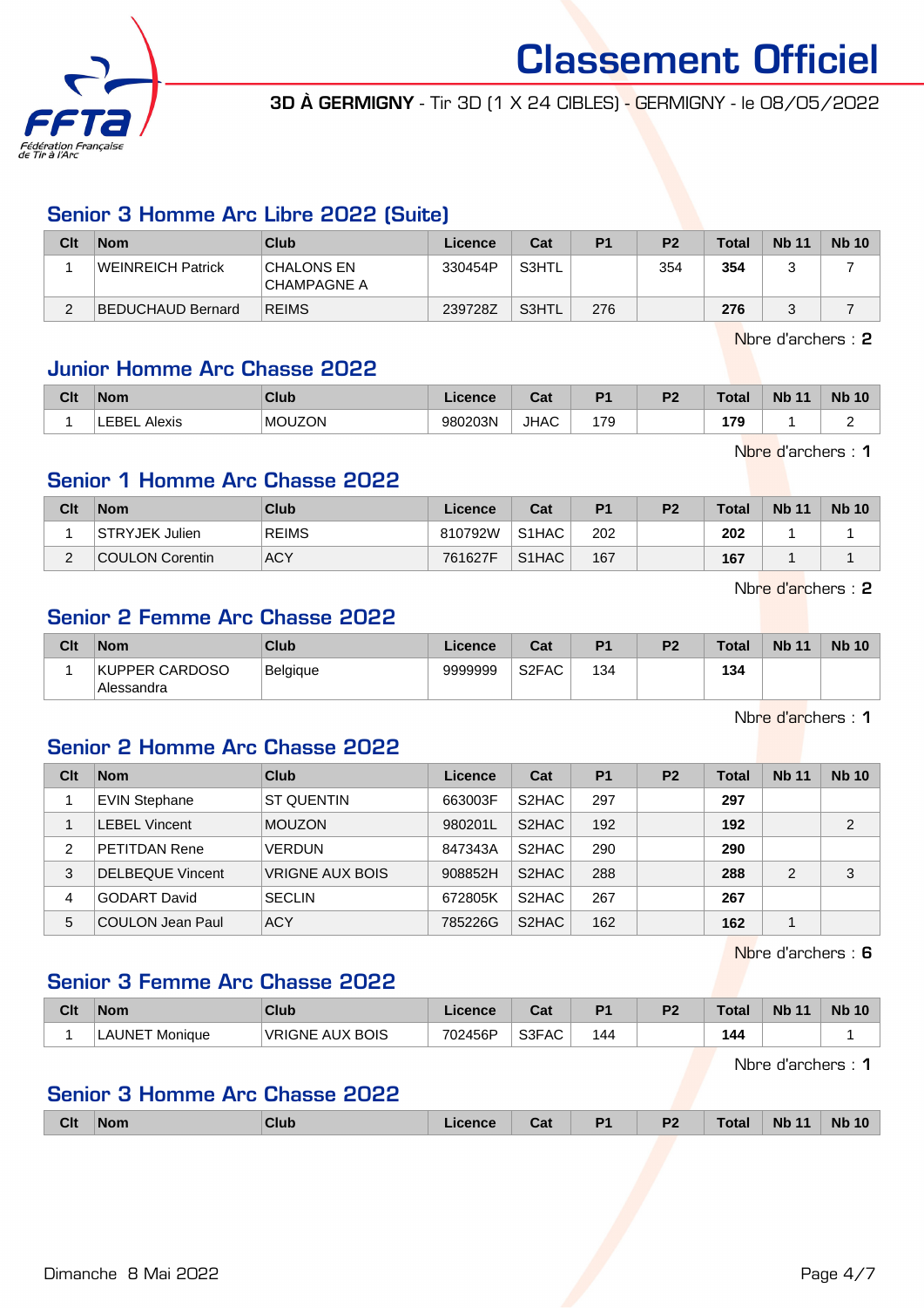# Classement Officiel

**3D À GERMIGNY** - Tir 3D (1 X 24 CIBLES) - GERMIGNY - le 08/05/2022

## Senior 3 Homme Arc Libre 2022 (Suite)

| Clt | Nom | Club | Licence | Cat | P1 | P2 | Total | Nb 11 | Nb 10 |
|---|---|---|---|---|---|---|---|---|---|
| 1 | WEINREICH Patrick | CHALONS EN CHAMPAGNE A | 330454P | S3HTL | | 354 | **354** | 3 | 7 |
| 2 | BEDUCHAUD Bernard | REIMS | 239728Z | S3HTL | 276 | | **276** | 3 | 7 |

Nbre d'archers : **2**

## Junior Homme Arc Chasse 2022

| Clt | Nom | Club | Licence | Cat | P1 | P2 | Total | Nb 11 | Nb 10 |
|---|---|---|---|---|---|---|---|---|---|
| 1 | LEBEL Alexis | MOUZON | 980203N | JHAC | 179 | | **179** | 1 | 2 |

Nbre d'archers : **1**

## Senior 1 Homme Arc Chasse 2022

| Clt | Nom | Club | Licence | Cat | P1 | P2 | Total | Nb 11 | Nb 10 |
|---|---|---|---|---|---|---|---|---|---|
| 1 | STRYJEK Julien | REIMS | 810792W | S1HAC | 202 | | **202** | 1 | 1 |
| 2 | COULON Corentin | ACY | 761627F | S1HAC | 167 | | **167** | 1 | 1 |

Nbre d'archers : **2**

## Senior 2 Femme Arc Chasse 2022

| Clt | Nom | Club | Licence | Cat | P1 | P2 | Total | Nb 11 | Nb 10 |
|---|---|---|---|---|---|---|---|---|---|
| 1 | KUPPER CARDOSO Alessandra | Belgique | 9999999 | S2FAC | 134 | | **134** | | |

Nbre d'archers : **1**

## Senior 2 Homme Arc Chasse 2022

| Clt | Nom | Club | Licence | Cat | P1 | P2 | Total | Nb 11 | Nb 10 |
|---|---|---|---|---|---|---|---|---|---|
| 1 | EVIN Stephane | ST QUENTIN | 663003F | S2HAC | 297 | | **297** | | |
| 1 | LEBEL Vincent | MOUZON | 980201L | S2HAC | 192 | | **192** | | 2 |
| 2 | PETITDAN Rene | VERDUN | 847343A | S2HAC | 290 | | **290** | | |
| 3 | DELBEQUE Vincent | VRIGNE AUX BOIS | 908852H | S2HAC | 288 | | **288** | 2 | 3 |
| 4 | GODART David | SECLIN | 672805K | S2HAC | 267 | | **267** | | |
| 5 | COULON Jean Paul | ACY | 785226G | S2HAC | 162 | | **162** | 1 | |

Nbre d'archers : **6**

## Senior 3 Femme Arc Chasse 2022

| Clt | Nom | Club | Licence | Cat | P1 | P2 | Total | Nb 11 | Nb 10 |
|---|---|---|---|---|---|---|---|---|---|
| 1 | LAUNET Monique | VRIGNE AUX BOIS | 702456P | S3FAC | 144 | | **144** | | 1 |

Nbre d'archers : **1**

## Senior 3 Homme Arc Chasse 2022

| Clt | Nom | Club | Licence | Cat | P1 | P2 | Total | Nb 11 | Nb 10 |
|---|---|---|---|---|---|---|---|---|---|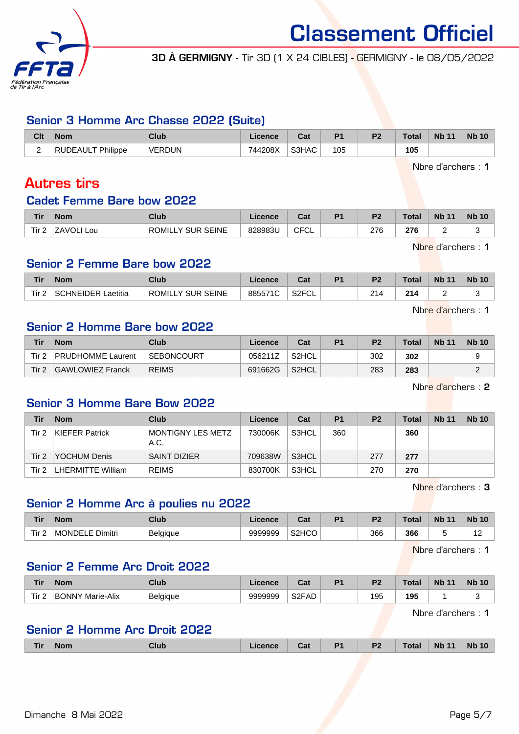# Classement Officiel

**3D À GERMIGNY** - Tir 3D (1 X 24 CIBLES) - GERMIGNY - le 08/05/2022

### Senior 3 Homme Arc Chasse 2022 (Suite)

| Clt | Nom | Club | Licence | Cat | P1 | P2 | Total | Nb 11 | Nb 10 |
|---|---|---|---|---|---|---|---|---|---|
| 2 | RUDEAULT Philippe | VERDUN | 744208X | S3HAC | 105 | | **105** | | |

Nbre d'archers : **1**

## Autres tirs

### Cadet Femme Bare bow 2022

| Tir | Nom | Club | Licence | Cat | P1 | P2 | Total | Nb 11 | Nb 10 |
|---|---|---|---|---|---|---|---|---|---|
| Tir 2 | ZAVOLI Lou | ROMILLY SUR SEINE | 828983U | CFCL | | 276 | **276** | 2 | 3 |

Nbre d'archers : **1**

### Senior 2 Femme Bare bow 2022

| Tir | Nom | Club | Licence | Cat | P1 | P2 | Total | Nb 11 | Nb 10 |
|---|---|---|---|---|---|---|---|---|---|
| Tir 2 | SCHNEIDER Laetitia | ROMILLY SUR SEINE | 885571C | S2FCL | | 214 | **214** | 2 | 3 |

Nbre d'archers : **1**

### Senior 2 Homme Bare bow 2022

| Tir | Nom | Club | Licence | Cat | P1 | P2 | Total | Nb 11 | Nb 10 |
|---|---|---|---|---|---|---|---|---|---|
| Tir 2 | PRUDHOMME Laurent | SEBONCOURT | 056211Z | S2HCL | | 302 | **302** | | 9 |
| Tir 2 | GAWLOWIEZ Franck | REIMS | 691662G | S2HCL | | 283 | **283** | | 2 |

Nbre d'archers : **2**

### Senior 3 Homme Bare Bow 2022

| Tir | Nom | Club | Licence | Cat | P1 | P2 | Total | Nb 11 | Nb 10 |
|---|---|---|---|---|---|---|---|---|---|
| Tir 2 | KIEFER Patrick | MONTIGNY LES METZ A.C. | 730006K | S3HCL | 360 | | **360** | | |
| Tir 2 | YOCHUM Denis | SAINT DIZIER | 709638W | S3HCL | | 277 | **277** | | |
| Tir 2 | LHERMITTE William | REIMS | 830700K | S3HCL | | 270 | **270** | | |

Nbre d'archers : **3**

### Senior 2 Homme Arc à poulies nu 2022

| Tir | Nom | Club | Licence | Cat | P1 | P2 | Total | Nb 11 | Nb 10 |
|---|---|---|---|---|---|---|---|---|---|
| Tir 2 | MONDELE Dimitri | Belgique | 9999999 | S2HCO | | 366 | **366** | 5 | 12 |

Nbre d'archers : **1**

### Senior 2 Femme Arc Droit 2022

| Tir | Nom | Club | Licence | Cat | P1 | P2 | Total | Nb 11 | Nb 10 |
|---|---|---|---|---|---|---|---|---|---|
| Tir 2 | BONNY Marie-Alix | Belgique | 9999999 | S2FAD | | 195 | **195** | 1 | 3 |

Nbre d'archers : **1**

### Senior 2 Homme Arc Droit 2022

| Tir | Nom | Club | Licence | Cat | P1 | P2 | Total | Nb 11 | Nb 10 |
|---|---|---|---|---|---|---|---|---|---|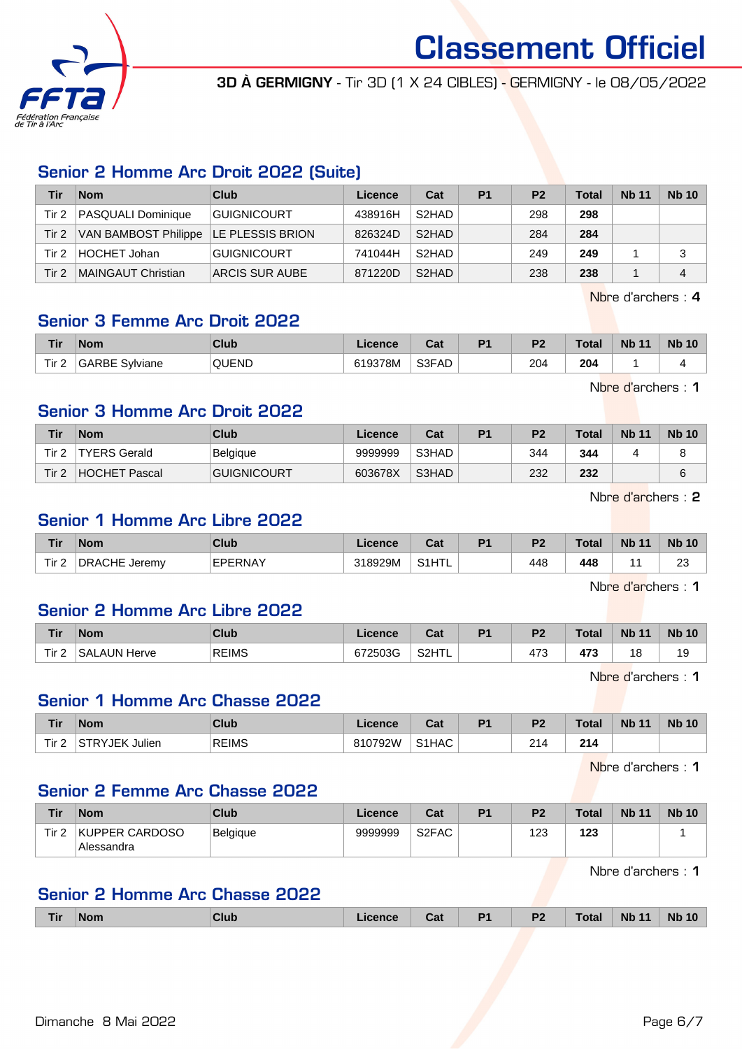# Classement Officiel

**3D À GERMIGNY** - Tir 3D (1 X 24 CIBLES) - GERMIGNY - le 08/05/2022

## Senior 2 Homme Arc Droit 2022 (Suite)

| Tir | Nom | Club | Licence | Cat | P1 | P2 | Total | Nb 11 | Nb 10 |
|---|---|---|---|---|---|---|---|---|---|
| Tir 2 | PASQUALI Dominique | GUIGNICOURT | 438916H | S2HAD | | 298 | **298** | | |
| Tir 2 | VAN BAMBOST Philippe | LE PLESSIS BRION | 826324D | S2HAD | | 284 | **284** | | |
| Tir 2 | HOCHET Johan | GUIGNICOURT | 741044H | S2HAD | | 249 | **249** | 1 | 3 |
| Tir 2 | MAINGAUT Christian | ARCIS SUR AUBE | 871220D | S2HAD | | 238 | **238** | 1 | 4 |

Nbre d'archers : **4**

## Senior 3 Femme Arc Droit 2022

| Tir | Nom | Club | Licence | Cat | P1 | P2 | Total | Nb 11 | Nb 10 |
|---|---|---|---|---|---|---|---|---|---|
| Tir 2 | GARBE Sylviane | QUEND | 619378M | S3FAD | | 204 | **204** | 1 | 4 |

Nbre d'archers : **1**

## Senior 3 Homme Arc Droit 2022

| Tir | Nom | Club | Licence | Cat | P1 | P2 | Total | Nb 11 | Nb 10 |
|---|---|---|---|---|---|---|---|---|---|
| Tir 2 | TYERS Gerald | Belgique | 9999999 | S3HAD | | 344 | **344** | 4 | 8 |
| Tir 2 | HOCHET Pascal | GUIGNICOURT | 603678X | S3HAD | | 232 | **232** | | 6 |

Nbre d'archers : **2**

## Senior 1 Homme Arc Libre 2022

| Tir | Nom | Club | Licence | Cat | P1 | P2 | Total | Nb 11 | Nb 10 |
|---|---|---|---|---|---|---|---|---|---|
| Tir 2 | DRACHE Jeremy | EPERNAY | 318929M | S1HTL | | 448 | **448** | 11 | 23 |

Nbre d'archers : **1**

## Senior 2 Homme Arc Libre 2022

| Tir | Nom | Club | Licence | Cat | P1 | P2 | Total | Nb 11 | Nb 10 |
|---|---|---|---|---|---|---|---|---|---|
| Tir 2 | SALAUN Herve | REIMS | 672503G | S2HTL | | 473 | **473** | 18 | 19 |

Nbre d'archers : **1**

## Senior 1 Homme Arc Chasse 2022

| Tir | Nom | Club | Licence | Cat | P1 | P2 | Total | Nb 11 | Nb 10 |
|---|---|---|---|---|---|---|---|---|---|
| Tir 2 | STRYJEK Julien | REIMS | 810792W | S1HAC | | 214 | **214** | | |

Nbre d'archers : **1**

## Senior 2 Femme Arc Chasse 2022

| Tir | Nom | Club | Licence | Cat | P1 | P2 | Total | Nb 11 | Nb 10 |
|---|---|---|---|---|---|---|---|---|---|
| Tir 2 | KUPPER CARDOSO Alessandra | Belgique | 9999999 | S2FAC | | 123 | **123** | | 1 |

Nbre d'archers : **1**

## Senior 2 Homme Arc Chasse 2022

| Tir | Nom | Club | Licence | Cat | P1 | P2 | Total | Nb 11 | Nb 10 |
|---|---|---|---|---|---|---|---|---|---|

Dimanche 8 Mai 2022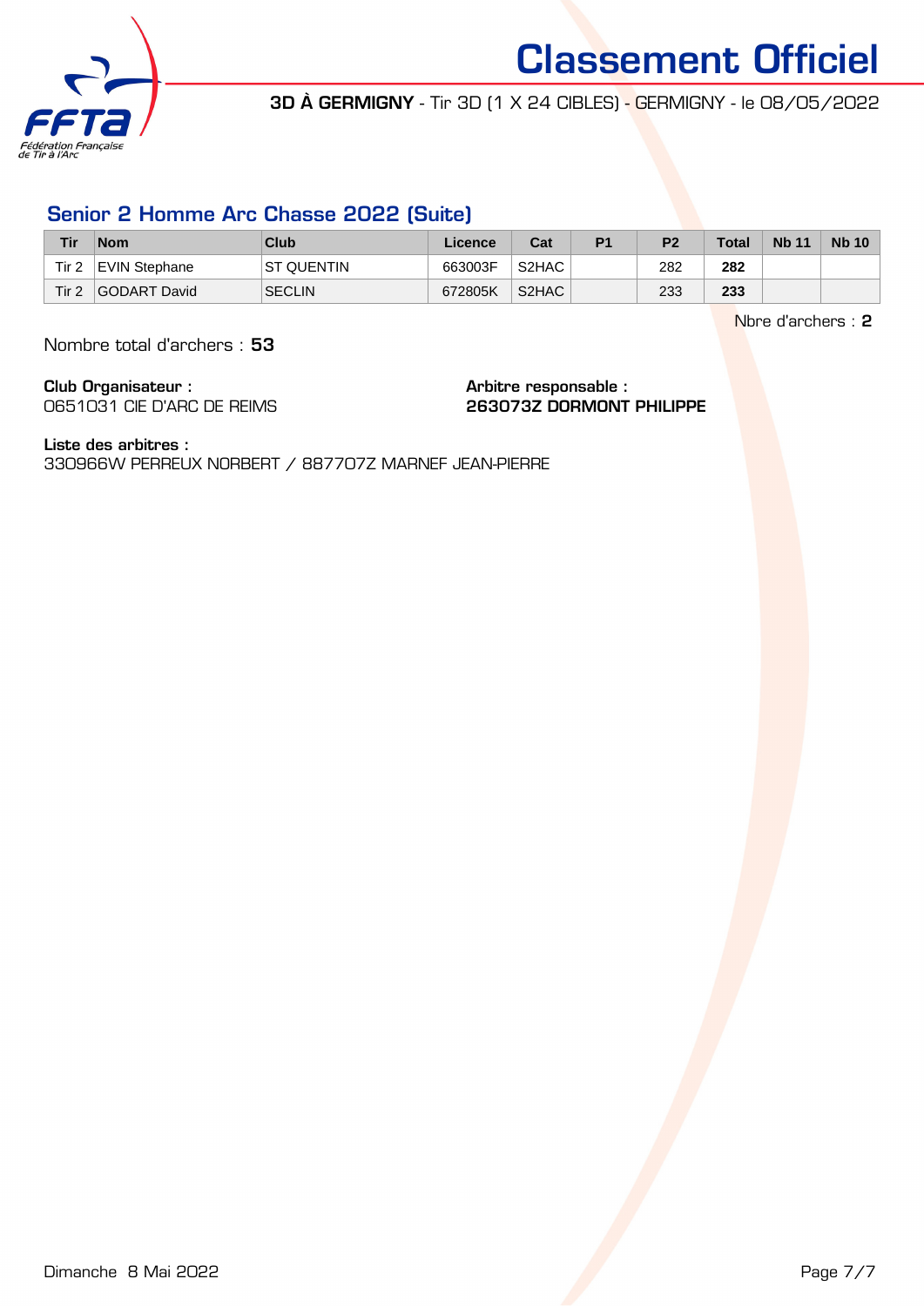# Classement Officiel

**3D À GERMIGNY** - Tir 3D (1 X 24 CIBLES) - GERMIGNY - le 08/05/2022

## Senior 2 Homme Arc Chasse 2022 (Suite)

| Tir | Nom | Club | Licence | Cat | P1 | P2 | Total | Nb 11 | Nb 10 |
|---|---|---|---|---|---|---|---|---|---|
| Tir 2 | EVIN Stephane | ST QUENTIN | 663003F | S2HAC | | 282 | **282** | | |
| Tir 2 | GODART David | SECLIN | 672805K | S2HAC | | 233 | **233** | | |

Nbre d'archers : **2**

Nombre total d'archers : **53**

**Club Organisateur :**
0651031 CIE D'ARC DE REIMS

**Arbitre responsable :**
**263073Z DORMONT PHILIPPE**

**Liste des arbitres :**
330966W PERREUX NORBERT / 887707Z MARNEF JEAN-PIERRE

Dimanche 8 Mai 2022